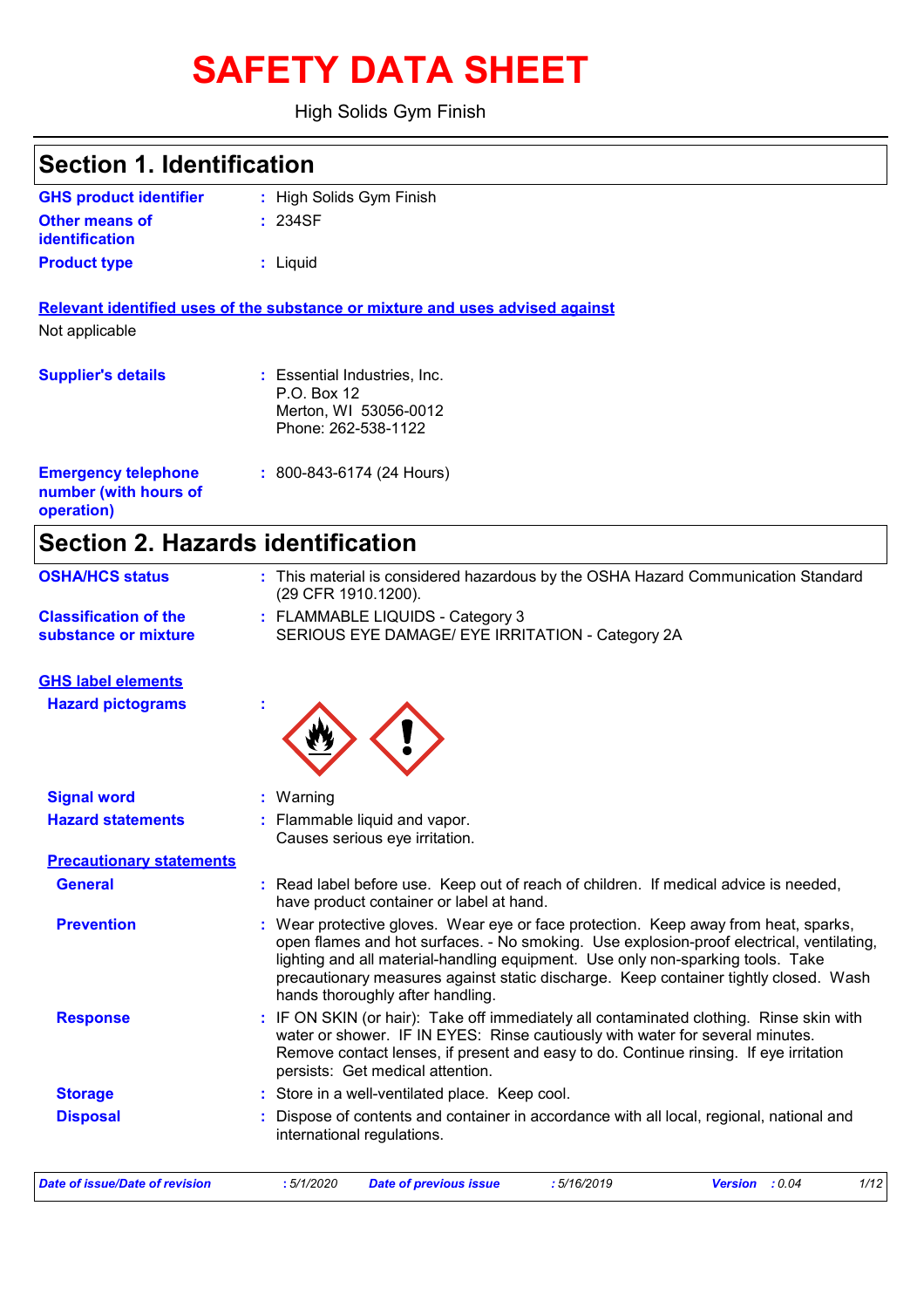# SAFETY DATA SHEET

High Solids Gym Finish

## Section 1. Identification

| | |
|---|---|
| **GHS product identifier** | : High Solids Gym Finish |
| **Other means of identification** | : 234SF |
| **Product type** | : Liquid |

**Relevant identified uses of the substance or mixture and uses advised against**

Not applicable

| | |
|---|---|
| **Supplier's details** | : Essential Industries, Inc.<br>P.O. Box 12<br>Merton, WI 53056-0012<br>Phone: 262-538-1122 |
| **Emergency telephone number (with hours of operation)** | : 800-843-6174 (24 Hours) |

## Section 2. Hazards identification

| | |
|---|---|
| **OSHA/HCS status** | : This material is considered hazardous by the OSHA Hazard Communication Standard (29 CFR 1910.1200). |
| **Classification of the substance or mixture** | : FLAMMABLE LIQUIDS - Category 3<br>SERIOUS EYE DAMAGE/ EYE IRRITATION - Category 2A |

**GHS label elements**

**Hazard pictograms** :

| | |
|---|---|
| **Signal word** | : Warning |
| **Hazard statements** | : Flammable liquid and vapor.<br>Causes serious eye irritation. |

**Precautionary statements**

| | |
|---|---|
| **General** | : Read label before use. Keep out of reach of children. If medical advice is needed, have product container or label at hand. |
| **Prevention** | : Wear protective gloves. Wear eye or face protection. Keep away from heat, sparks, open flames and hot surfaces. - No smoking. Use explosion-proof electrical, ventilating, lighting and all material-handling equipment. Use only non-sparking tools. Take precautionary measures against static discharge. Keep container tightly closed. Wash hands thoroughly after handling. |
| **Response** | : IF ON SKIN (or hair): Take off immediately all contaminated clothing. Rinse skin with water or shower. IF IN EYES: Rinse cautiously with water for several minutes. Remove contact lenses, if present and easy to do. Continue rinsing. If eye irritation persists: Get medical attention. |
| **Storage** | : Store in a well-ventilated place. Keep cool. |
| **Disposal** | : Dispose of contents and container in accordance with all local, regional, national and international regulations. |

| Date of issue/Date of revision | : 5/1/2020 | Date of previous issue | : 5/16/2019 | Version | : 0.04 |
|---|---|---|---|---|---|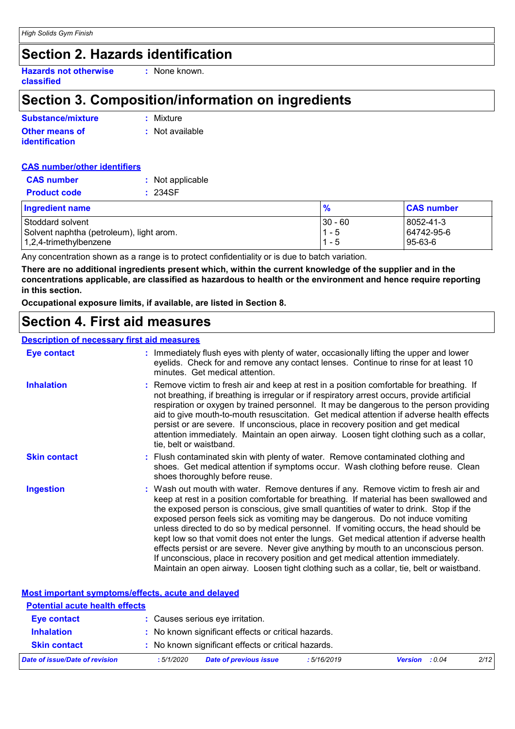## Section 2. Hazards identification

**Hazards not otherwise classified** : None known.

## Section 3. Composition/information on ingredients

**Substance/mixture** : Mixture

**Other means of identification** : Not available

**CAS number/other identifiers**

**CAS number** : Not applicable

**Product code** : 234SF

| Ingredient name | % | CAS number |
|---|---|---|
| Stoddard solvent | 30 - 60 | 8052-41-3 |
| Solvent naphtha (petroleum), light arom. | 1 - 5 | 64742-95-6 |
| 1,2,4-trimethylbenzene | 1 - 5 | 95-63-6 |

Any concentration shown as a range is to protect confidentiality or is due to batch variation.

**There are no additional ingredients present which, within the current knowledge of the supplier and in the concentrations applicable, are classified as hazardous to health or the environment and hence require reporting in this section.**

**Occupational exposure limits, if available, are listed in Section 8.**

## Section 4. First aid measures

**Description of necessary first aid measures**

**Eye contact** : Immediately flush eyes with plenty of water, occasionally lifting the upper and lower eyelids. Check for and remove any contact lenses. Continue to rinse for at least 10 minutes. Get medical attention.

**Inhalation** : Remove victim to fresh air and keep at rest in a position comfortable for breathing. If not breathing, if breathing is irregular or if respiratory arrest occurs, provide artificial respiration or oxygen by trained personnel. It may be dangerous to the person providing aid to give mouth-to-mouth resuscitation. Get medical attention if adverse health effects persist or are severe. If unconscious, place in recovery position and get medical attention immediately. Maintain an open airway. Loosen tight clothing such as a collar, tie, belt or waistband.

**Skin contact** : Flush contaminated skin with plenty of water. Remove contaminated clothing and shoes. Get medical attention if symptoms occur. Wash clothing before reuse. Clean shoes thoroughly before reuse.

**Ingestion** : Wash out mouth with water. Remove dentures if any. Remove victim to fresh air and keep at rest in a position comfortable for breathing. If material has been swallowed and the exposed person is conscious, give small quantities of water to drink. Stop if the exposed person feels sick as vomiting may be dangerous. Do not induce vomiting unless directed to do so by medical personnel. If vomiting occurs, the head should be kept low so that vomit does not enter the lungs. Get medical attention if adverse health effects persist or are severe. Never give anything by mouth to an unconscious person. If unconscious, place in recovery position and get medical attention immediately. Maintain an open airway. Loosen tight clothing such as a collar, tie, belt or waistband.

**Most important symptoms/effects, acute and delayed**

**Potential acute health effects**

**Eye contact** : Causes serious eye irritation.

**Inhalation** : No known significant effects or critical hazards.

**Skin contact** : No known significant effects or critical hazards.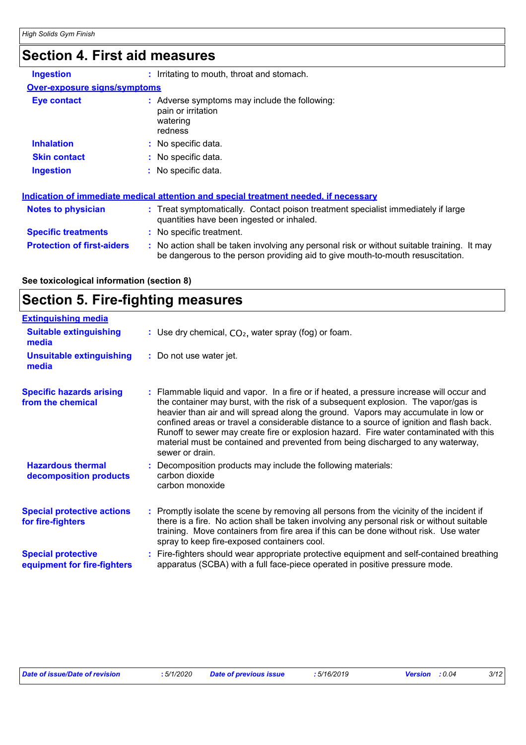## Section 4. First aid measures

**Ingestion** : Irritating to mouth, throat and stomach.

**Over-exposure signs/symptoms**

**Eye contact** : Adverse symptoms may include the following:
pain or irritation
watering
redness

**Inhalation** : No specific data.

**Skin contact** : No specific data.

**Ingestion** : No specific data.

**Indication of immediate medical attention and special treatment needed, if necessary**

**Notes to physician** : Treat symptomatically. Contact poison treatment specialist immediately if large quantities have been ingested or inhaled.

**Specific treatments** : No specific treatment.

**Protection of first-aiders** : No action shall be taken involving any personal risk or without suitable training. It may be dangerous to the person providing aid to give mouth-to-mouth resuscitation.

**See toxicological information (section 8)**

## Section 5. Fire-fighting measures

**Extinguishing media**

**Suitable extinguishing media** : Use dry chemical, $CO_2$, water spray (fog) or foam.

**Unsuitable extinguishing media** : Do not use water jet.

**Specific hazards arising from the chemical** : Flammable liquid and vapor. In a fire or if heated, a pressure increase will occur and the container may burst, with the risk of a subsequent explosion. The vapor/gas is heavier than air and will spread along the ground. Vapors may accumulate in low or confined areas or travel a considerable distance to a source of ignition and flash back. Runoff to sewer may create fire or explosion hazard. Fire water contaminated with this material must be contained and prevented from being discharged to any waterway, sewer or drain.

**Hazardous thermal decomposition products** : Decomposition products may include the following materials:
carbon dioxide
carbon monoxide

**Special protective actions for fire-fighters** : Promptly isolate the scene by removing all persons from the vicinity of the incident if there is a fire. No action shall be taken involving any personal risk or without suitable training. Move containers from fire area if this can be done without risk. Use water spray to keep fire-exposed containers cool.

**Special protective equipment for fire-fighters** : Fire-fighters should wear appropriate protective equipment and self-contained breathing apparatus (SCBA) with a full face-piece operated in positive pressure mode.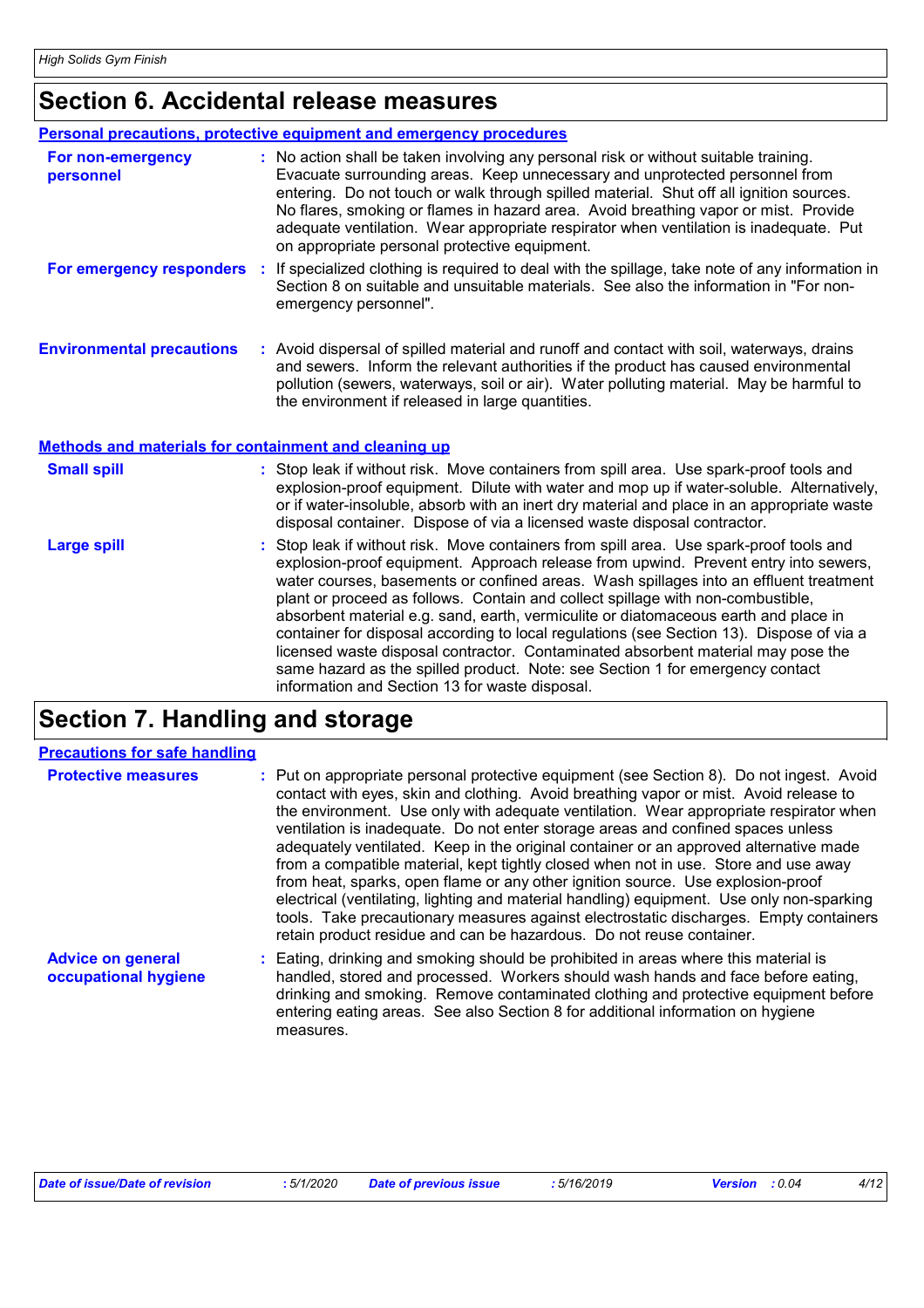# Section 6. Accidental release measures

## Personal precautions, protective equipment and emergency procedures

**For non-emergency personnel** : No action shall be taken involving any personal risk or without suitable training. Evacuate surrounding areas. Keep unnecessary and unprotected personnel from entering. Do not touch or walk through spilled material. Shut off all ignition sources. No flares, smoking or flames in hazard area. Avoid breathing vapor or mist. Provide adequate ventilation. Wear appropriate respirator when ventilation is inadequate. Put on appropriate personal protective equipment.

**For emergency responders** : If specialized clothing is required to deal with the spillage, take note of any information in Section 8 on suitable and unsuitable materials. See also the information in "For non-emergency personnel".

**Environmental precautions** : Avoid dispersal of spilled material and runoff and contact with soil, waterways, drains and sewers. Inform the relevant authorities if the product has caused environmental pollution (sewers, waterways, soil or air). Water polluting material. May be harmful to the environment if released in large quantities.

## Methods and materials for containment and cleaning up

**Small spill** : Stop leak if without risk. Move containers from spill area. Use spark-proof tools and explosion-proof equipment. Dilute with water and mop up if water-soluble. Alternatively, or if water-insoluble, absorb with an inert dry material and place in an appropriate waste disposal container. Dispose of via a licensed waste disposal contractor.

**Large spill** : Stop leak if without risk. Move containers from spill area. Use spark-proof tools and explosion-proof equipment. Approach release from upwind. Prevent entry into sewers, water courses, basements or confined areas. Wash spillages into an effluent treatment plant or proceed as follows. Contain and collect spillage with non-combustible, absorbent material e.g. sand, earth, vermiculite or diatomaceous earth and place in container for disposal according to local regulations (see Section 13). Dispose of via a licensed waste disposal contractor. Contaminated absorbent material may pose the same hazard as the spilled product. Note: see Section 1 for emergency contact information and Section 13 for waste disposal.

# Section 7. Handling and storage

## Precautions for safe handling

**Protective measures** : Put on appropriate personal protective equipment (see Section 8). Do not ingest. Avoid contact with eyes, skin and clothing. Avoid breathing vapor or mist. Avoid release to the environment. Use only with adequate ventilation. Wear appropriate respirator when ventilation is inadequate. Do not enter storage areas and confined spaces unless adequately ventilated. Keep in the original container or an approved alternative made from a compatible material, kept tightly closed when not in use. Store and use away from heat, sparks, open flame or any other ignition source. Use explosion-proof electrical (ventilating, lighting and material handling) equipment. Use only non-sparking tools. Take precautionary measures against electrostatic discharges. Empty containers retain product residue and can be hazardous. Do not reuse container.

**Advice on general occupational hygiene** : Eating, drinking and smoking should be prohibited in areas where this material is handled, stored and processed. Workers should wash hands and face before eating, drinking and smoking. Remove contaminated clothing and protective equipment before entering eating areas. See also Section 8 for additional information on hygiene measures.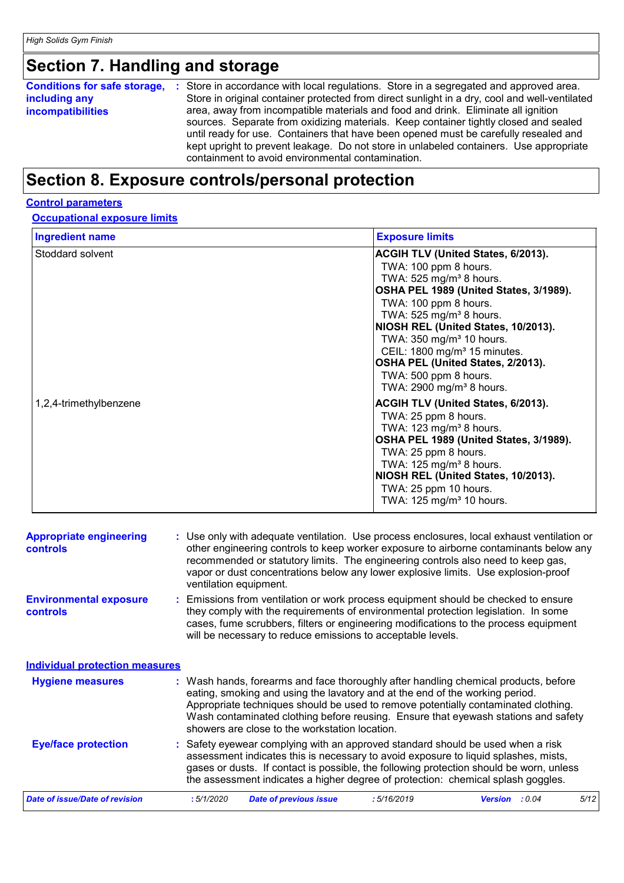## Section 7. Handling and storage

**Conditions for safe storage, including any incompatibilities** : Store in accordance with local regulations. Store in a segregated and approved area. Store in original container protected from direct sunlight in a dry, cool and well-ventilated area, away from incompatible materials and food and drink. Eliminate all ignition sources. Separate from oxidizing materials. Keep container tightly closed and sealed until ready for use. Containers that have been opened must be carefully resealed and kept upright to prevent leakage. Do not store in unlabeled containers. Use appropriate containment to avoid environmental contamination.

## Section 8. Exposure controls/personal protection

### Control parameters

#### Occupational exposure limits

| Ingredient name | Exposure limits |
|---|---|
| Stoddard solvent | **ACGIH TLV (United States, 6/2013).**<br>TWA: 100 ppm 8 hours.<br>TWA: 525 mg/m³ 8 hours.<br>**OSHA PEL 1989 (United States, 3/1989).**<br>TWA: 100 ppm 8 hours.<br>TWA: 525 mg/m³ 8 hours.<br>**NIOSH REL (United States, 10/2013).**<br>TWA: 350 mg/m³ 10 hours.<br>CEIL: 1800 mg/m³ 15 minutes.<br>**OSHA PEL (United States, 2/2013).**<br>TWA: 500 ppm 8 hours.<br>TWA: 2900 mg/m³ 8 hours. |
| 1,2,4-trimethylbenzene | **ACGIH TLV (United States, 6/2013).**<br>TWA: 25 ppm 8 hours.<br>TWA: 123 mg/m³ 8 hours.<br>**OSHA PEL 1989 (United States, 3/1989).**<br>TWA: 25 ppm 8 hours.<br>TWA: 125 mg/m³ 8 hours.<br>**NIOSH REL (United States, 10/2013).**<br>TWA: 25 ppm 10 hours.<br>TWA: 125 mg/m³ 10 hours. |

**Appropriate engineering controls** : Use only with adequate ventilation. Use process enclosures, local exhaust ventilation or other engineering controls to keep worker exposure to airborne contaminants below any recommended or statutory limits. The engineering controls also need to keep gas, vapor or dust concentrations below any lower explosive limits. Use explosion-proof ventilation equipment.

**Environmental exposure controls** : Emissions from ventilation or work process equipment should be checked to ensure they comply with the requirements of environmental protection legislation. In some cases, fume scrubbers, filters or engineering modifications to the process equipment will be necessary to reduce emissions to acceptable levels.

### Individual protection measures

**Hygiene measures** : Wash hands, forearms and face thoroughly after handling chemical products, before eating, smoking and using the lavatory and at the end of the working period. Appropriate techniques should be used to remove potentially contaminated clothing. Wash contaminated clothing before reusing. Ensure that eyewash stations and safety showers are close to the workstation location.

**Eye/face protection** : Safety eyewear complying with an approved standard should be used when a risk assessment indicates this is necessary to avoid exposure to liquid splashes, mists, gases or dusts. If contact is possible, the following protection should be worn, unless the assessment indicates a higher degree of protection: chemical splash goggles.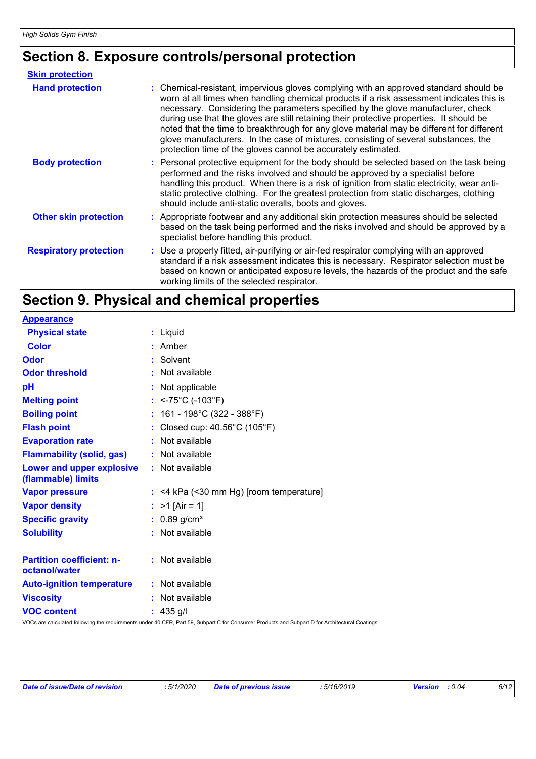## Section 8. Exposure controls/personal protection

**Skin protection**

| | |
|---|---|
| **Hand protection** | : Chemical-resistant, impervious gloves complying with an approved standard should be worn at all times when handling chemical products if a risk assessment indicates this is necessary. Considering the parameters specified by the glove manufacturer, check during use that the gloves are still retaining their protective properties. It should be noted that the time to breakthrough for any glove material may be different for different glove manufacturers. In the case of mixtures, consisting of several substances, the protection time of the gloves cannot be accurately estimated. |
| **Body protection** | : Personal protective equipment for the body should be selected based on the task being performed and the risks involved and should be approved by a specialist before handling this product. When there is a risk of ignition from static electricity, wear anti-static protective clothing. For the greatest protection from static discharges, clothing should include anti-static overalls, boots and gloves. |
| **Other skin protection** | : Appropriate footwear and any additional skin protection measures should be selected based on the task being performed and the risks involved and should be approved by a specialist before handling this product. |
| **Respiratory protection** | : Use a properly fitted, air-purifying or air-fed respirator complying with an approved standard if a risk assessment indicates this is necessary. Respirator selection must be based on known or anticipated exposure levels, the hazards of the product and the safe working limits of the selected respirator. |

## Section 9. Physical and chemical properties

**Appearance**

| | |
|---|---|
| **Physical state** | : Liquid |
| **Color** | : Amber |
| **Odor** | : Solvent |
| **Odor threshold** | : Not available |
| **pH** | : Not applicable |
| **Melting point** | : <-75°C (-103°F) |
| **Boiling point** | : 161 - 198°C (322 - 388°F) |
| **Flash point** | : Closed cup: 40.56°C (105°F) |
| **Evaporation rate** | : Not available |
| **Flammability (solid, gas)** | : Not available |
| **Lower and upper explosive (flammable) limits** | : Not available |
| **Vapor pressure** | : <4 kPa (<30 mm Hg) [room temperature] |
| **Vapor density** | : >1 [Air = 1] |
| **Specific gravity** | : 0.89 g/cm³ |
| **Solubility** | : Not available |
| **Partition coefficient: n-octanol/water** | : Not available |
| **Auto-ignition temperature** | : Not available |
| **Viscosity** | : Not available |
| **VOC content** | : 435 g/l |

VOCs are calculated following the requirements under 40 CFR, Part 59, Subpart C for Consumer Products and Subpart D for Architectural Coatings.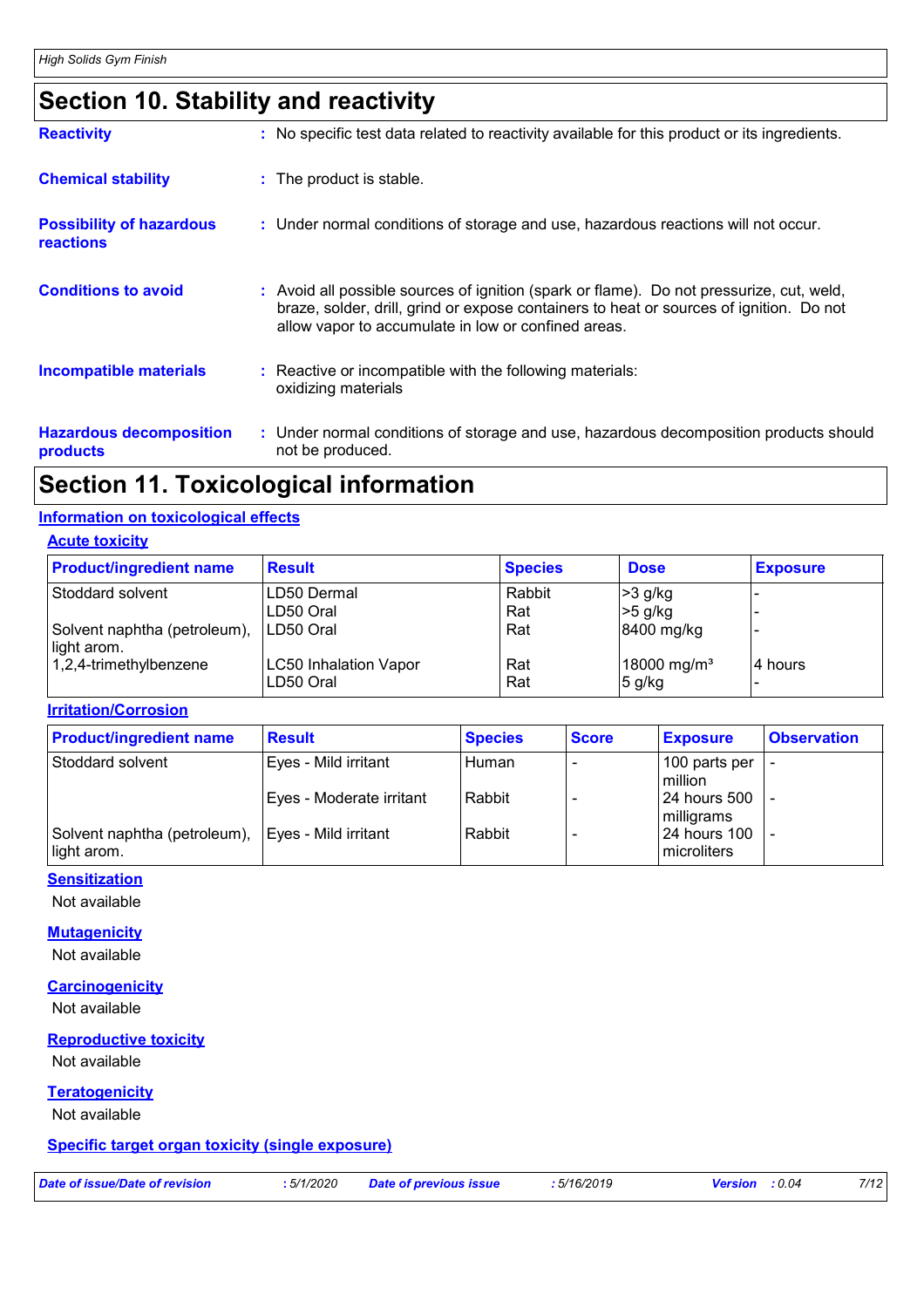## Section 10. Stability and reactivity

**Reactivity** : No specific test data related to reactivity available for this product or its ingredients.

**Chemical stability** : The product is stable.

**Possibility of hazardous reactions** : Under normal conditions of storage and use, hazardous reactions will not occur.

**Conditions to avoid** : Avoid all possible sources of ignition (spark or flame). Do not pressurize, cut, weld, braze, solder, drill, grind or expose containers to heat or sources of ignition. Do not allow vapor to accumulate in low or confined areas.

**Incompatible materials** : Reactive or incompatible with the following materials: oxidizing materials

**Hazardous decomposition products** : Under normal conditions of storage and use, hazardous decomposition products should not be produced.

## Section 11. Toxicological information

### Information on toxicological effects

#### Acute toxicity

| Product/ingredient name | Result | Species | Dose | Exposure |
|---|---|---|---|---|
| Stoddard solvent | LD50 Dermal | Rabbit | >3 g/kg | - |
| | LD50 Oral | Rat | >5 g/kg | - |
| Solvent naphtha (petroleum), light arom. | LD50 Oral | Rat | 8400 mg/kg | - |
| 1,2,4-trimethylbenzene | LC50 Inhalation Vapor | Rat | 18000 mg/m³ | 4 hours |
| | LD50 Oral | Rat | 5 g/kg | - |

#### Irritation/Corrosion

| Product/ingredient name | Result | Species | Score | Exposure | Observation |
|---|---|---|---|---|---|
| Stoddard solvent | Eyes - Mild irritant | Human | - | 100 parts per million | - |
| | Eyes - Moderate irritant | Rabbit | - | 24 hours 500 milligrams | - |
| Solvent naphtha (petroleum), light arom. | Eyes - Mild irritant | Rabbit | - | 24 hours 100 microliters | - |

#### Sensitization

Not available

#### Mutagenicity

Not available

#### Carcinogenicity

Not available

#### Reproductive toxicity

Not available

#### Teratogenicity

Not available

#### Specific target organ toxicity (single exposure)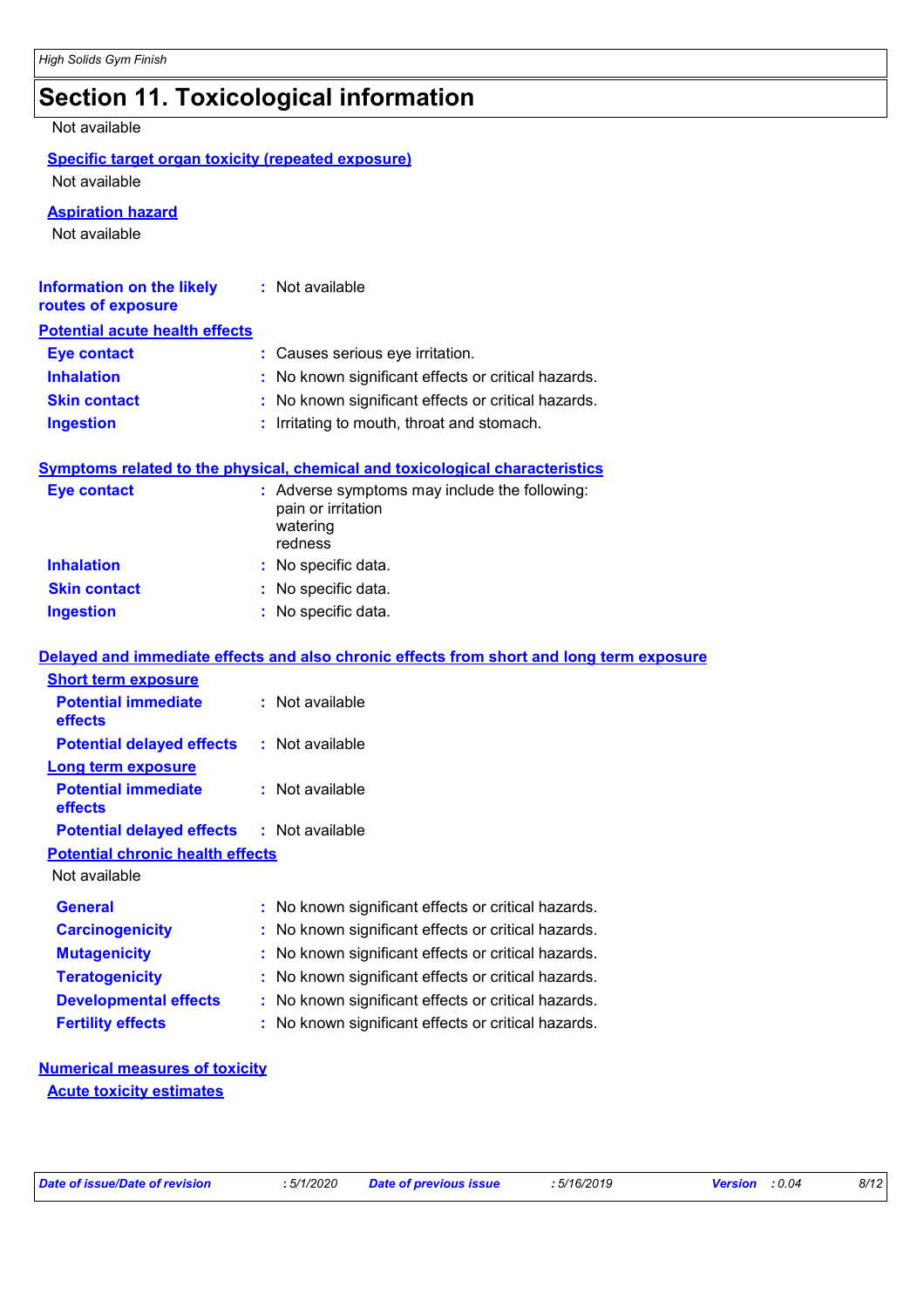## Section 11. Toxicological information

Not available

**Specific target organ toxicity (repeated exposure)**

Not available

**Aspiration hazard**

Not available

**Information on the likely routes of exposure** : Not available

**Potential acute health effects**

**Eye contact** : Causes serious eye irritation.

**Inhalation** : No known significant effects or critical hazards.

**Skin contact** : No known significant effects or critical hazards.

**Ingestion** : Irritating to mouth, throat and stomach.

**Symptoms related to the physical, chemical and toxicological characteristics**

**Eye contact** : Adverse symptoms may include the following:
pain or irritation
watering
redness

**Inhalation** : No specific data.

**Skin contact** : No specific data.

**Ingestion** : No specific data.

**Delayed and immediate effects and also chronic effects from short and long term exposure**

**Short term exposure**

**Potential immediate effects** : Not available

**Potential delayed effects** : Not available

**Long term exposure**

**Potential immediate effects** : Not available

**Potential delayed effects** : Not available

**Potential chronic health effects**

Not available

**General** : No known significant effects or critical hazards.

**Carcinogenicity** : No known significant effects or critical hazards.

**Mutagenicity** : No known significant effects or critical hazards.

**Teratogenicity** : No known significant effects or critical hazards.

**Developmental effects** : No known significant effects or critical hazards.

**Fertility effects** : No known significant effects or critical hazards.

**Numerical measures of toxicity**

**Acute toxicity estimates**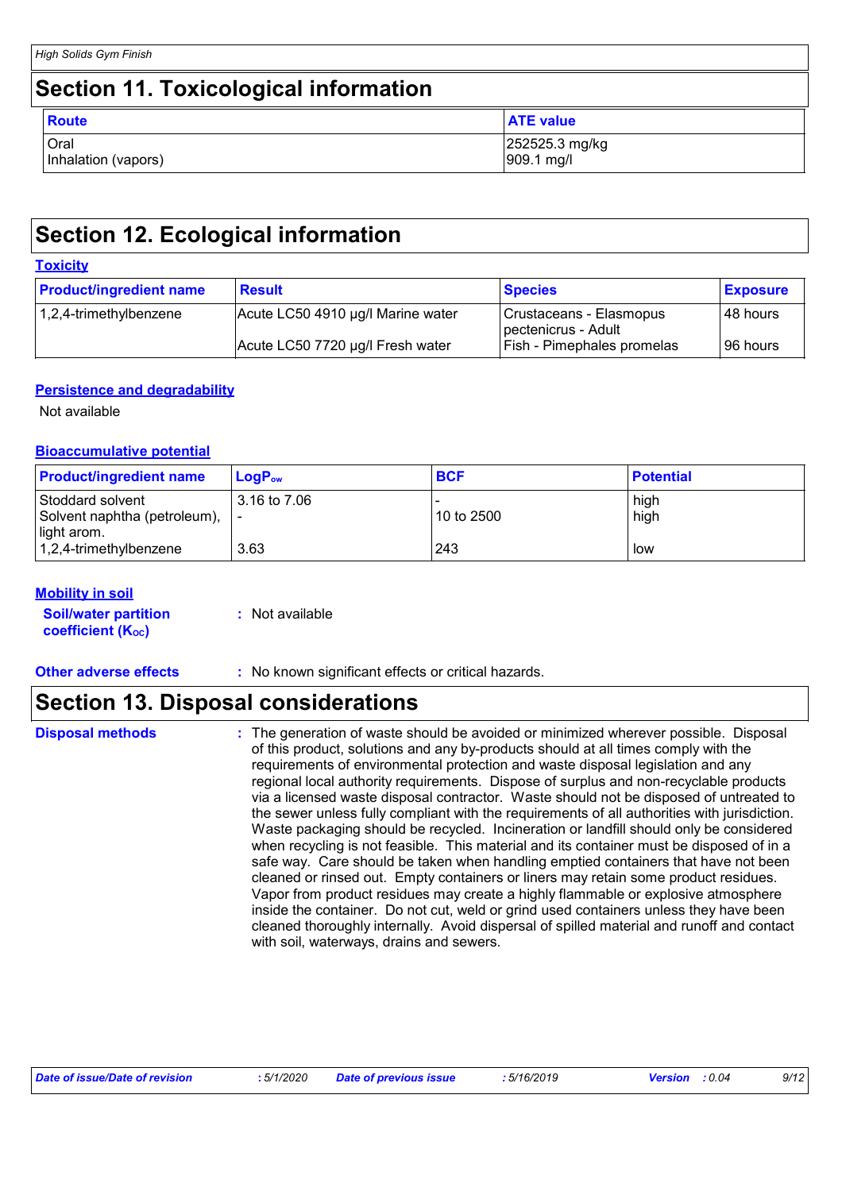## Section 11. Toxicological information

| Route | ATE value |
|---|---|
| Oral | 252525.3 mg/kg |
| Inhalation (vapors) | 909.1 mg/l |

## Section 12. Ecological information

**Toxicity**

| Product/ingredient name | Result | Species | Exposure |
|---|---|---|---|
| 1,2,4-trimethylbenzene | Acute LC50 4910 µg/l Marine water | Crustaceans - Elasmopus pectenicrus - Adult | 48 hours |
| | Acute LC50 7720 µg/l Fresh water | Fish - Pimephales promelas | 96 hours |

**Persistence and degradability**

Not available

**Bioaccumulative potential**

| Product/ingredient name | $LogP_{ow}$ | BCF | Potential |
|---|---|---|---|
| Stoddard solvent | 3.16 to 7.06 | - | high |
| Solvent naphtha (petroleum), light arom. | - | 10 to 2500 | high |
| 1,2,4-trimethylbenzene | 3.63 | 243 | low |

**Mobility in soil**

**Soil/water partition coefficient ($K_{OC}$)** : Not available

**Other adverse effects** : No known significant effects or critical hazards.

## Section 13. Disposal considerations

**Disposal methods** : The generation of waste should be avoided or minimized wherever possible. Disposal of this product, solutions and any by-products should at all times comply with the requirements of environmental protection and waste disposal legislation and any regional local authority requirements. Dispose of surplus and non-recyclable products via a licensed waste disposal contractor. Waste should not be disposed of untreated to the sewer unless fully compliant with the requirements of all authorities with jurisdiction. Waste packaging should be recycled. Incineration or landfill should only be considered when recycling is not feasible. This material and its container must be disposed of in a safe way. Care should be taken when handling emptied containers that have not been cleaned or rinsed out. Empty containers or liners may retain some product residues. Vapor from product residues may create a highly flammable or explosive atmosphere inside the container. Do not cut, weld or grind used containers unless they have been cleaned thoroughly internally. Avoid dispersal of spilled material and runoff and contact with soil, waterways, drains and sewers.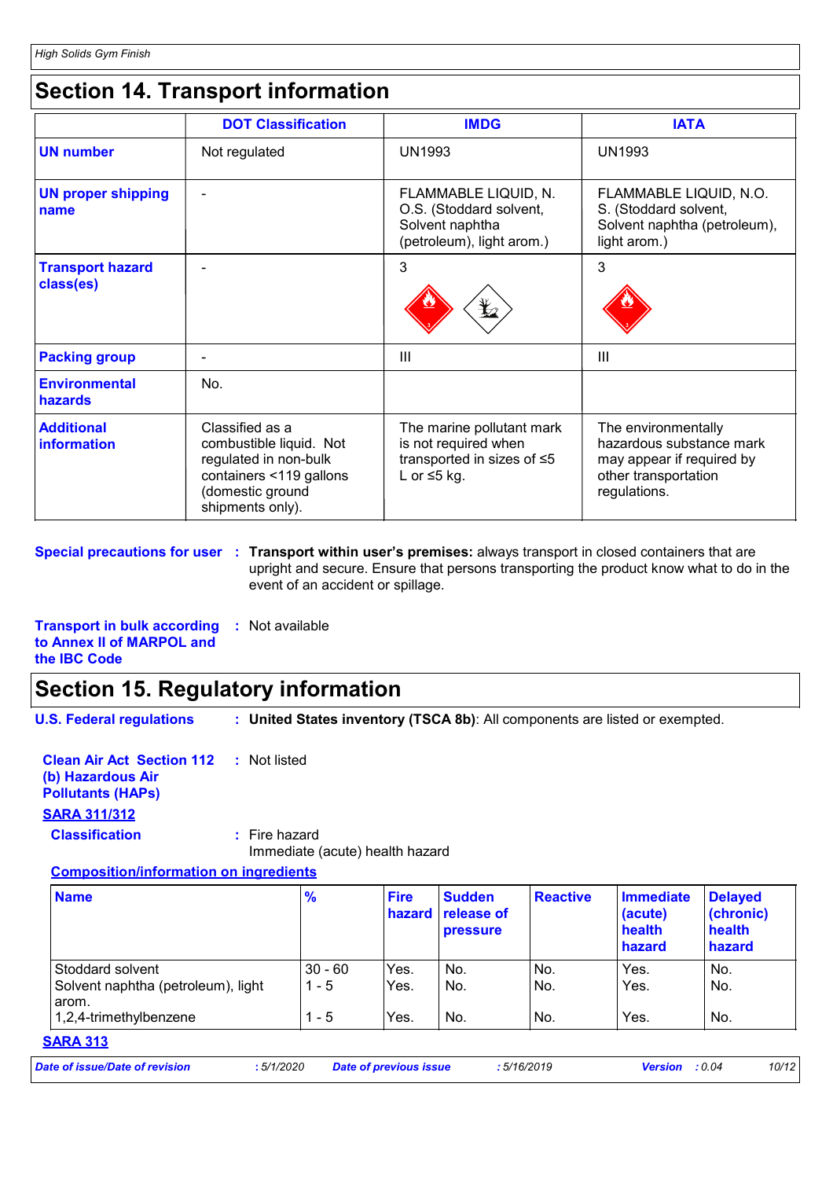## Section 14. Transport information

| | DOT Classification | IMDG | IATA |
|---|---|---|---|
| **UN number** | Not regulated | UN1993 | UN1993 |
| **UN proper shipping name** | - | FLAMMABLE LIQUID, N.O.S. (Stoddard solvent, Solvent naphtha (petroleum), light arom.) | FLAMMABLE LIQUID, N.O.S. (Stoddard solvent, Solvent naphtha (petroleum), light arom.) |
| **Transport hazard class(es)** | - | 3 | 3 |
| **Packing group** | - | III | III |
| **Environmental hazards** | No. | | |
| **Additional information** | Classified as a combustible liquid. Not regulated in non-bulk containers <119 gallons (domestic ground shipments only). | The marine pollutant mark is not required when transported in sizes of ≤5 L or ≤5 kg. | The environmentally hazardous substance mark may appear if required by other transportation regulations. |

**Special precautions for user** : **Transport within user's premises:** always transport in closed containers that are upright and secure. Ensure that persons transporting the product know what to do in the event of an accident or spillage.

**Transport in bulk according to Annex II of MARPOL and the IBC Code** : Not available

## Section 15. Regulatory information

**U.S. Federal regulations** : **United States inventory (TSCA 8b)**: All components are listed or exempted.

**Clean Air Act Section 112 (b) Hazardous Air Pollutants (HAPs)** : Not listed

**SARA 311/312**

**Classification** : Fire hazard
Immediate (acute) health hazard

**Composition/information on ingredients**

| Name | % | Fire hazard | Sudden release of pressure | Reactive | Immediate (acute) health hazard | Delayed (chronic) health hazard |
|---|---|---|---|---|---|---|
| Stoddard solvent | 30 - 60 | Yes. | No. | No. | Yes. | No. |
| Solvent naphtha (petroleum), light arom. | 1 - 5 | Yes. | No. | No. | Yes. | No. |
| 1,2,4-trimethylbenzene | 1 - 5 | Yes. | No. | No. | Yes. | No. |

**SARA 313**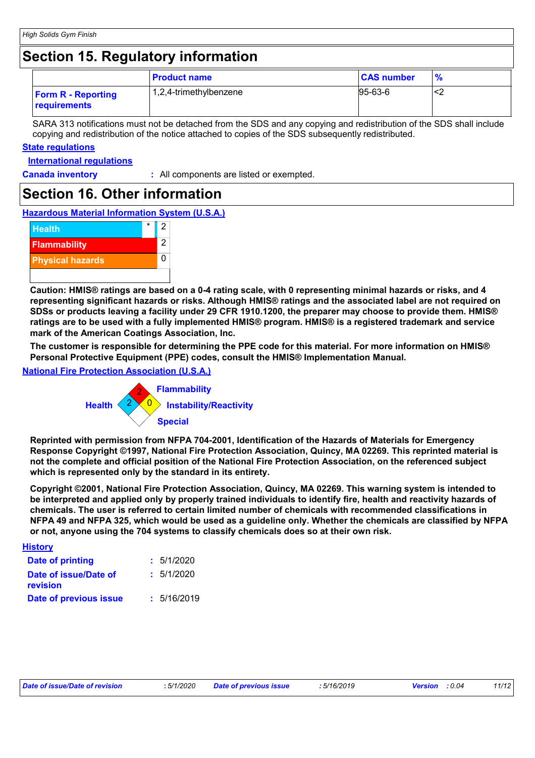## Section 15. Regulatory information

| | Product name | CAS number | % |
|---|---|---|---|
| **Form R - Reporting requirements** | 1,2,4-trimethylbenzene | 95-63-6 | <2 |

SARA 313 notifications must not be detached from the SDS and any copying and redistribution of the SDS shall include copying and redistribution of the notice attached to copies of the SDS subsequently redistributed.

**State regulations**

**International regulations**

**Canada inventory** : All components are listed or exempted.

## Section 16. Other information

**Hazardous Material Information System (U.S.A.)**

| | | |
|---|---|---|
| Health | * | 2 |
| Flammability | | 2 |
| Physical hazards | | 0 |

**Caution: HMIS® ratings are based on a 0-4 rating scale, with 0 representing minimal hazards or risks, and 4 representing significant hazards or risks. Although HMIS® ratings and the associated label are not required on SDSs or products leaving a facility under 29 CFR 1910.1200, the preparer may choose to provide them. HMIS® ratings are to be used with a fully implemented HMIS® program. HMIS® is a registered trademark and service mark of the American Coatings Association, Inc.**

**The customer is responsible for determining the PPE code for this material. For more information on HMIS® Personal Protective Equipment (PPE) codes, consult the HMIS® Implementation Manual.**

**National Fire Protection Association (U.S.A.)**

Flammability: 2
Health: 2
Instability/Reactivity: 0
Special

**Reprinted with permission from NFPA 704-2001, Identification of the Hazards of Materials for Emergency Response Copyright ©1997, National Fire Protection Association, Quincy, MA 02269. This reprinted material is not the complete and official position of the National Fire Protection Association, on the referenced subject which is represented only by the standard in its entirety.**

**Copyright ©2001, National Fire Protection Association, Quincy, MA 02269. This warning system is intended to be interpreted and applied only by properly trained individuals to identify fire, health and reactivity hazards of chemicals. The user is referred to certain limited number of chemicals with recommended classifications in NFPA 49 and NFPA 325, which would be used as a guideline only. Whether the chemicals are classified by NFPA or not, anyone using the 704 systems to classify chemicals does so at their own risk.**

**History**

**Date of printing** : 5/1/2020

**Date of issue/Date of revision** : 5/1/2020

**Date of previous issue** : 5/16/2019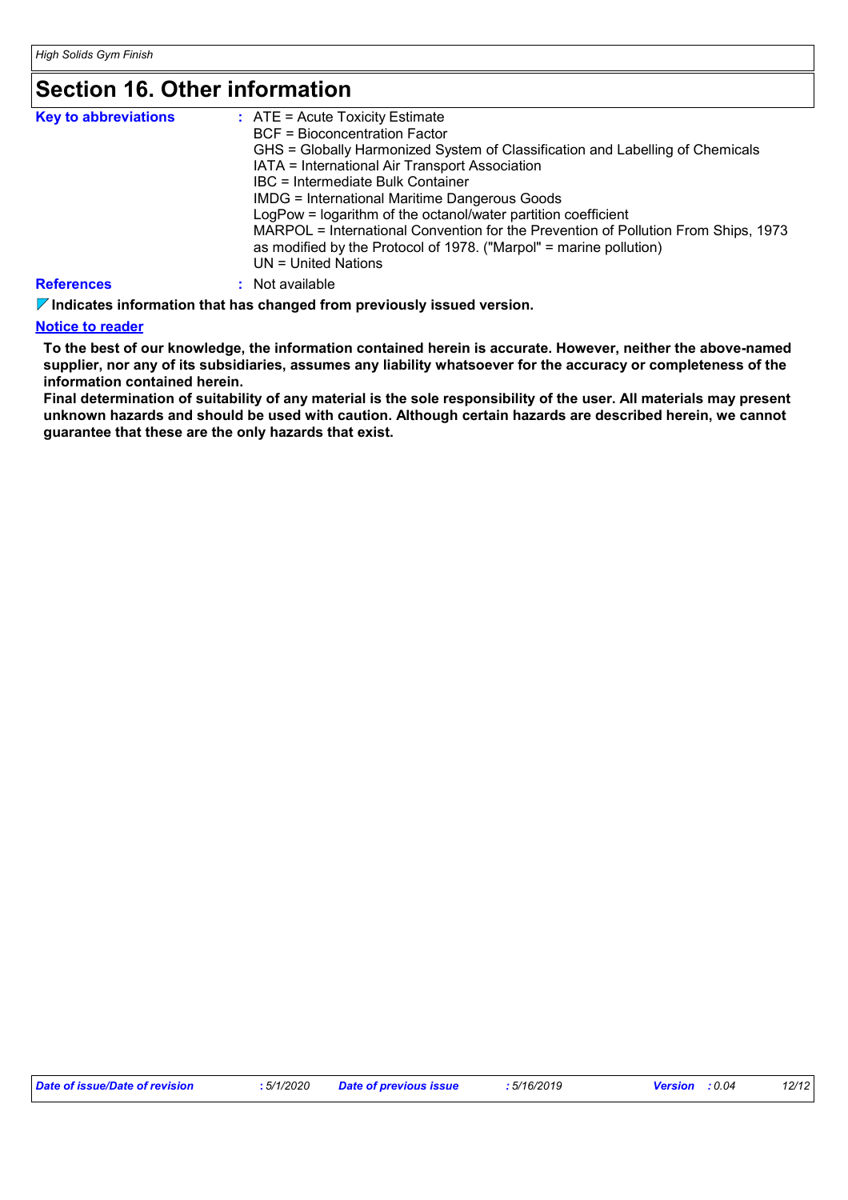# Section 16. Other information

**Key to abbreviations** : ATE = Acute Toxicity Estimate
BCF = Bioconcentration Factor
GHS = Globally Harmonized System of Classification and Labelling of Chemicals
IATA = International Air Transport Association
IBC = Intermediate Bulk Container
IMDG = International Maritime Dangerous Goods
LogPow = logarithm of the octanol/water partition coefficient
MARPOL = International Convention for the Prevention of Pollution From Ships, 1973 as modified by the Protocol of 1978. ("Marpol" = marine pollution)
UN = United Nations

**References** : Not available

**Indicates information that has changed from previously issued version.**

**Notice to reader**

**To the best of our knowledge, the information contained herein is accurate. However, neither the above-named supplier, nor any of its subsidiaries, assumes any liability whatsoever for the accuracy or completeness of the information contained herein.**

**Final determination of suitability of any material is the sole responsibility of the user. All materials may present unknown hazards and should be used with caution. Although certain hazards are described herein, we cannot guarantee that these are the only hazards that exist.**